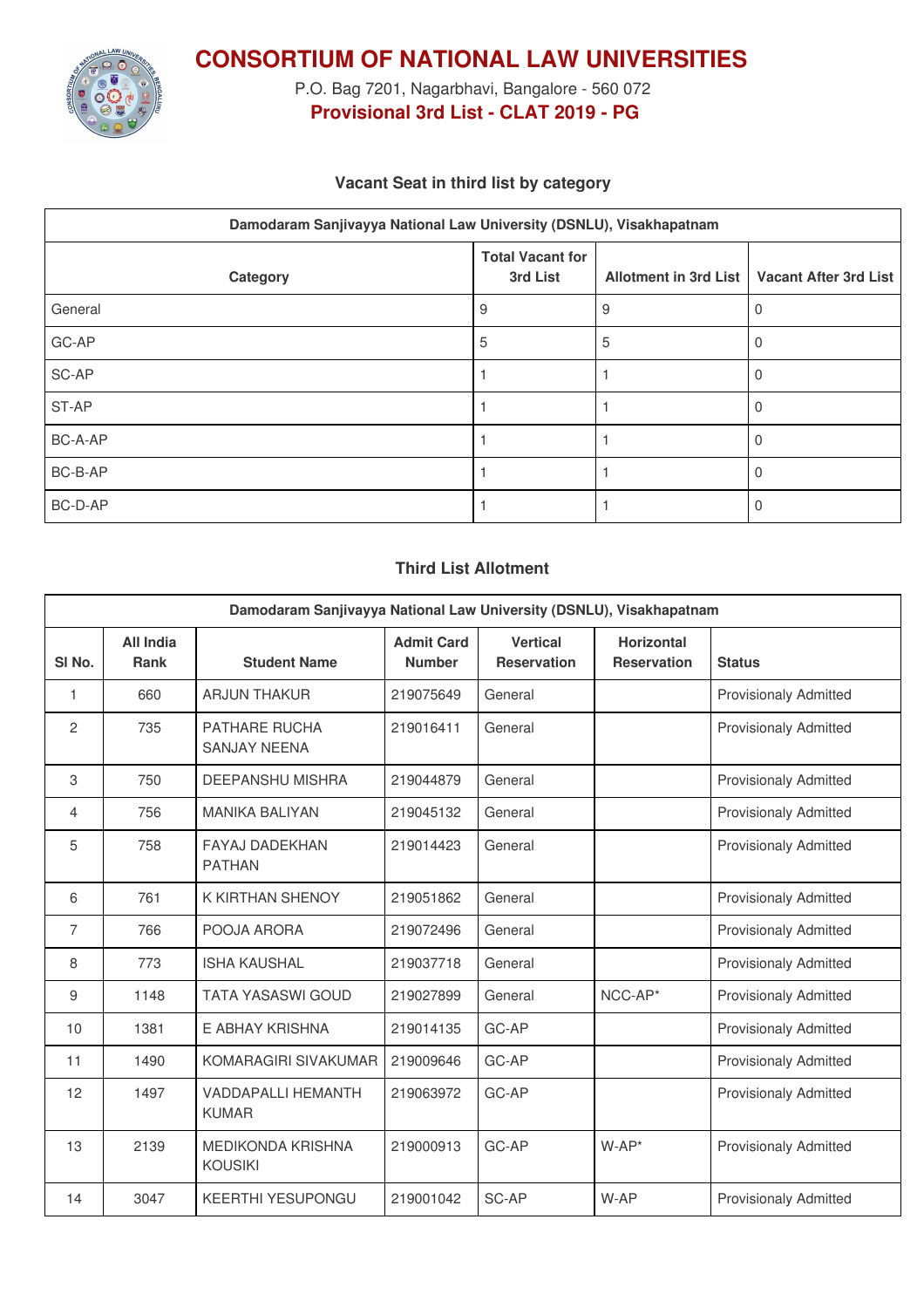# CONSORTIUM OF NATIONAL LAW UNIVERSITIES

P.O. Bag 7201, Nagarbhavi, Bangalore - 560 072

**Provisional 3rd List - CLAT 2019 - PG**

### Vacant Seat in third list by category

| Damodaram Sanjivayya National Law University (DSNLU), Visakhapatnam | | | |
|---|---|---|---|
| **Category** | **Total Vacant for 3rd List** | **Allotment in 3rd List** | **Vacant After 3rd List** |
| General | 9 | 9 | 0 |
| GC-AP | 5 | 5 | 0 |
| SC-AP | 1 | 1 | 0 |
| ST-AP | 1 | 1 | 0 |
| BC-A-AP | 1 | 1 | 0 |
| BC-B-AP | 1 | 1 | 0 |
| BC-D-AP | 1 | 1 | 0 |

### Third List Allotment

| Damodaram Sanjivayya National Law University (DSNLU), Visakhapatnam | | | | | | |
|---|---|---|---|---|---|---|
| **Sl No.** | **All India Rank** | **Student Name** | **Admit Card Number** | **Vertical Reservation** | **Horizontal Reservation** | **Status** |
| 1 | 660 | ARJUN THAKUR | 219075649 | General | | Provisionaly Admitted |
| 2 | 735 | PATHARE RUCHA SANJAY NEENA | 219016411 | General | | Provisionaly Admitted |
| 3 | 750 | DEEPANSHU MISHRA | 219044879 | General | | Provisionaly Admitted |
| 4 | 756 | MANIKA BALIYAN | 219045132 | General | | Provisionaly Admitted |
| 5 | 758 | FAYAJ DADEKHAN PATHAN | 219014423 | General | | Provisionaly Admitted |
| 6 | 761 | K KIRTHAN SHENOY | 219051862 | General | | Provisionaly Admitted |
| 7 | 766 | POOJA ARORA | 219072496 | General | | Provisionaly Admitted |
| 8 | 773 | ISHA KAUSHAL | 219037718 | General | | Provisionaly Admitted |
| 9 | 1148 | TATA YASASWI GOUD | 219027899 | General | NCC-AP* | Provisionaly Admitted |
| 10 | 1381 | E ABHAY KRISHNA | 219014135 | GC-AP | | Provisionaly Admitted |
| 11 | 1490 | KOMARAGIRI SIVAKUMAR | 219009646 | GC-AP | | Provisionaly Admitted |
| 12 | 1497 | VADDAPALLI HEMANTH KUMAR | 219063972 | GC-AP | | Provisionaly Admitted |
| 13 | 2139 | MEDIKONDA KRISHNA KOUSIKI | 219000913 | GC-AP | W-AP* | Provisionaly Admitted |
| 14 | 3047 | KEERTHI YESUPONGU | 219001042 | SC-AP | W-AP | Provisionaly Admitted |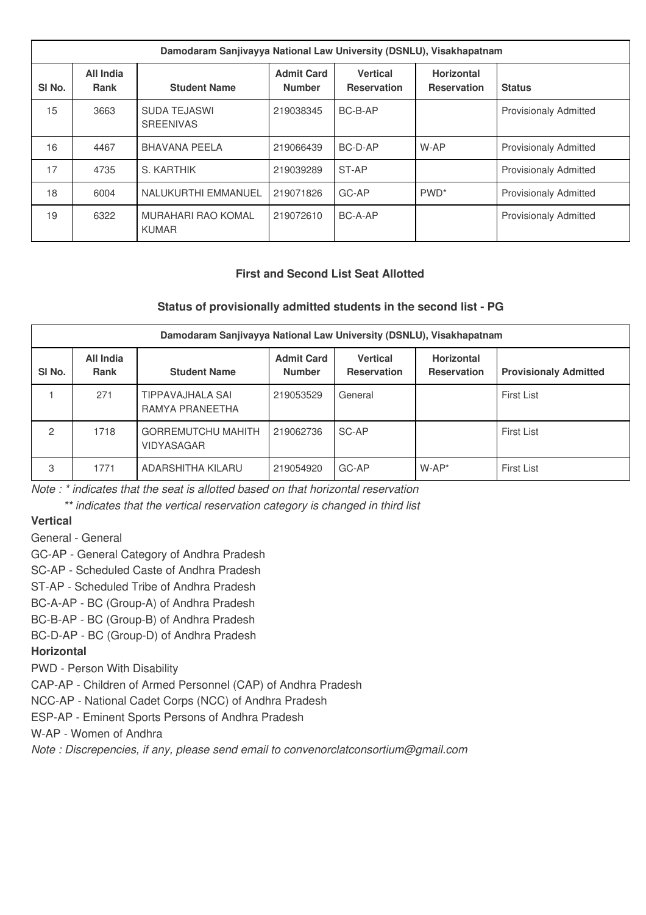| Damodaram Sanjivayya National Law University (DSNLU), Visakhapatnam | | | | | | |
|---|---|---|---|---|---|---|
| Sl No. | All India Rank | Student Name | Admit Card Number | Vertical Reservation | Horizontal Reservation | Status |
| 15 | 3663 | SUDA TEJASWI SREENIVAS | 219038345 | BC-B-AP | | Provisionaly Admitted |
| 16 | 4467 | BHAVANA PEELA | 219066439 | BC-D-AP | W-AP | Provisionaly Admitted |
| 17 | 4735 | S. KARTHIK | 219039289 | ST-AP | | Provisionaly Admitted |
| 18 | 6004 | NALUKURTHI EMMANUEL | 219071826 | GC-AP | PWD* | Provisionaly Admitted |
| 19 | 6322 | MURAHARI RAO KOMAL KUMAR | 219072610 | BC-A-AP | | Provisionaly Admitted |

**First and Second List Seat Allotted**

**Status of provisionally admitted students in the second list - PG**

| Damodaram Sanjivayya National Law University (DSNLU), Visakhapatnam | | | | | | |
|---|---|---|---|---|---|---|
| Sl No. | All India Rank | Student Name | Admit Card Number | Vertical Reservation | Horizontal Reservation | Provisionaly Admitted |
| 1 | 271 | TIPPAVAJHALA SAI RAMYA PRANEETHA | 219053529 | General | | First List |
| 2 | 1718 | GORREMUTCHU MAHITH VIDYASAGAR | 219062736 | SC-AP | | First List |
| 3 | 1771 | ADARSHITHA KILARU | 219054920 | GC-AP | W-AP* | First List |

*Note : * indicates that the seat is allotted based on that horizontal reservation*

*** indicates that the vertical reservation category is changed in third list*

**Vertical**

General - General

GC-AP - General Category of Andhra Pradesh

SC-AP - Scheduled Caste of Andhra Pradesh

ST-AP - Scheduled Tribe of Andhra Pradesh

BC-A-AP - BC (Group-A) of Andhra Pradesh

BC-B-AP - BC (Group-B) of Andhra Pradesh

BC-D-AP - BC (Group-D) of Andhra Pradesh

**Horizontal**

PWD - Person With Disability

CAP-AP - Children of Armed Personnel (CAP) of Andhra Pradesh

NCC-AP - National Cadet Corps (NCC) of Andhra Pradesh

ESP-AP - Eminent Sports Persons of Andhra Pradesh

W-AP - Women of Andhra

*Note : Discrepencies, if any, please send email to convenorclatconsortium@gmail.com*